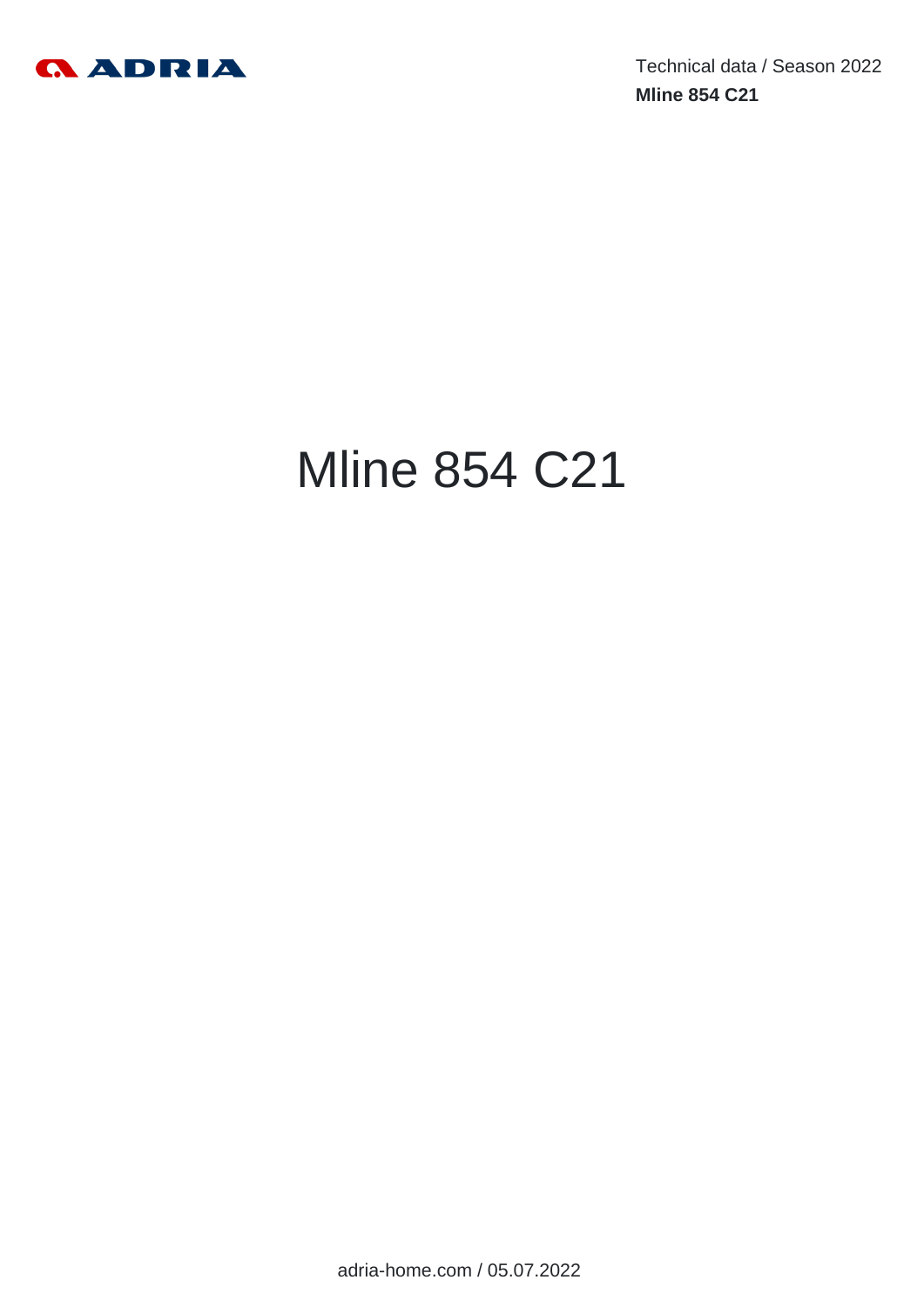Technical data / Season 2022

**Mline 854 C21**

# Mline 854 C21

adria-home.com / 05.07.2022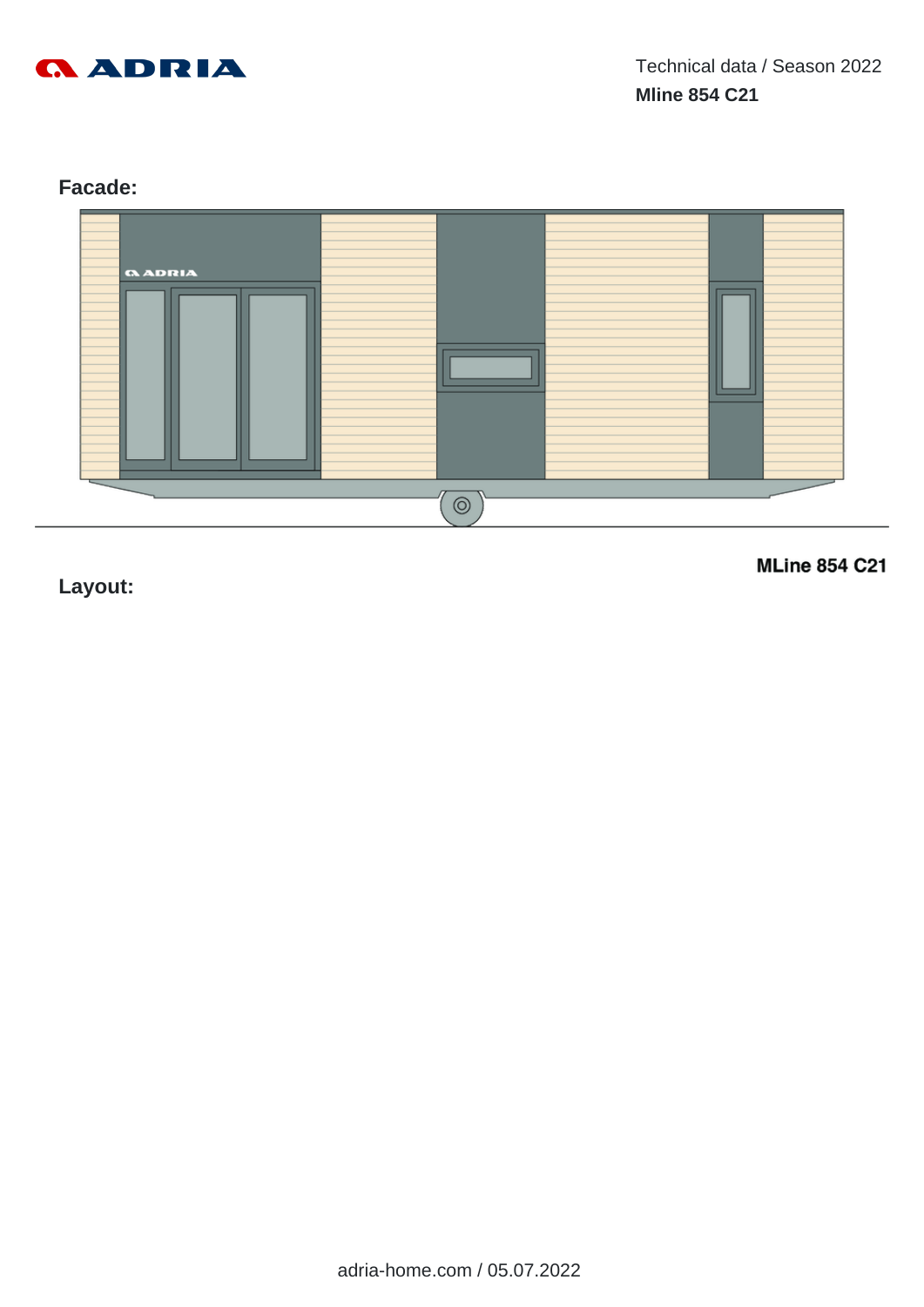Technical data / Season 2022

**Mline 854 C21**

## Facade:

## Layout:

**MLine 854 C21**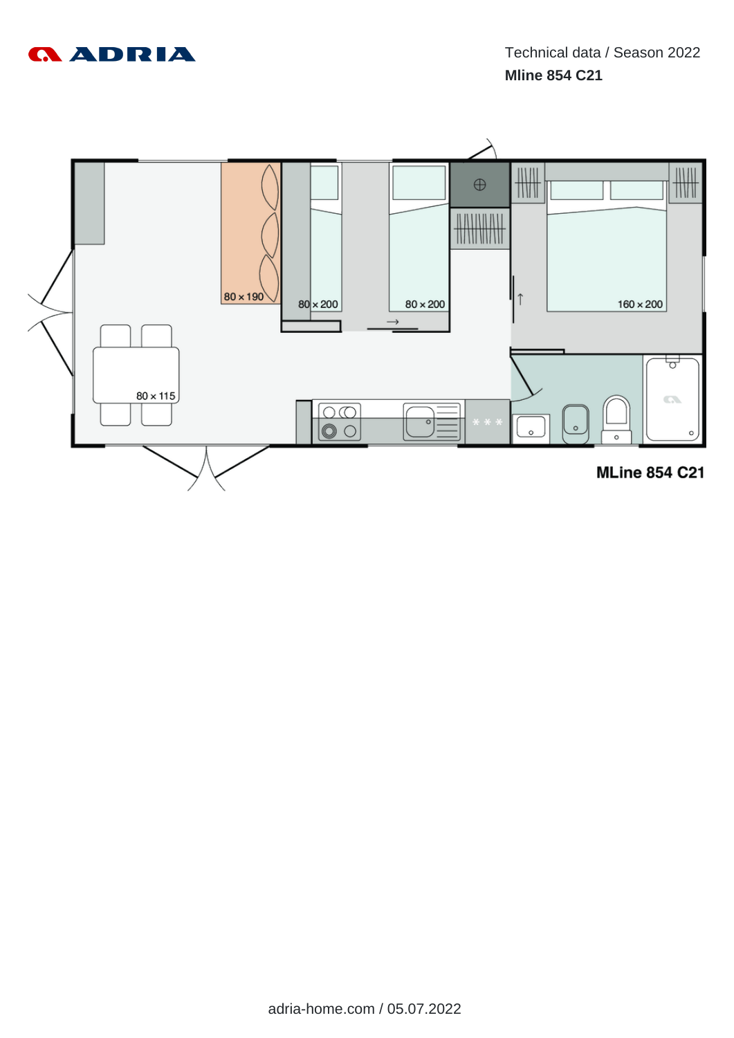Technical data / Season 2022

**Mline 854 C21**

80 x 190

80 x 200

80 x 200

160 x 200

80 x 115

**MLine 854 C21**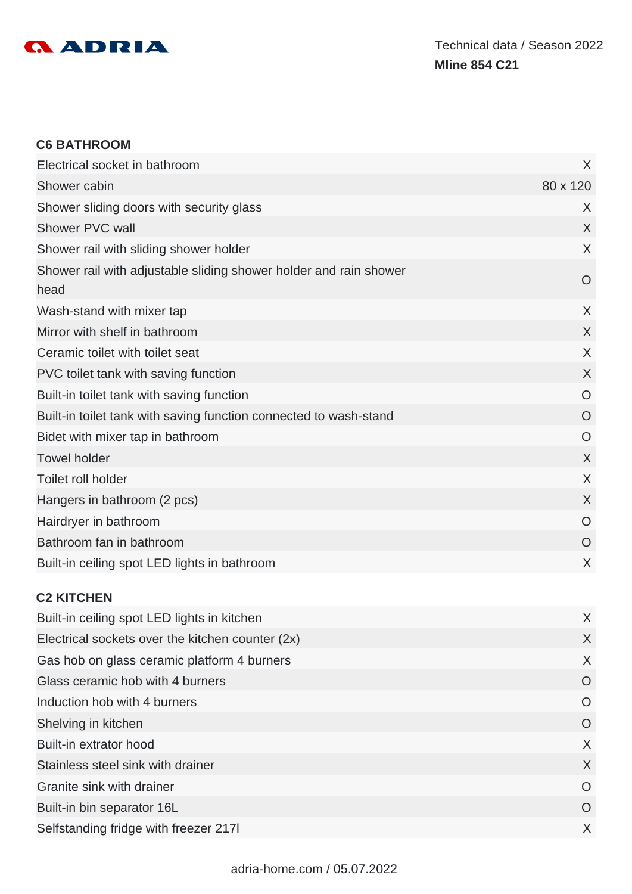## C6 BATHROOM

| | |
|---|---|
| Electrical socket in bathroom | X |
| Shower cabin | 80 x 120 |
| Shower sliding doors with security glass | X |
| Shower PVC wall | X |
| Shower rail with sliding shower holder | X |
| Shower rail with adjustable sliding shower holder and rain shower head | O |
| Wash-stand with mixer tap | X |
| Mirror with shelf in bathroom | X |
| Ceramic toilet with toilet seat | X |
| PVC toilet tank with saving function | X |
| Built-in toilet tank with saving function | O |
| Built-in toilet tank with saving function connected to wash-stand | O |
| Bidet with mixer tap in bathroom | O |
| Towel holder | X |
| Toilet roll holder | X |
| Hangers in bathroom (2 pcs) | X |
| Hairdryer in bathroom | O |
| Bathroom fan in bathroom | O |
| Built-in ceiling spot LED lights in bathroom | X |

## C2 KITCHEN

| | |
|---|---|
| Built-in ceiling spot LED lights in kitchen | X |
| Electrical sockets over the kitchen counter (2x) | X |
| Gas hob on glass ceramic platform 4 burners | X |
| Glass ceramic hob with 4 burners | O |
| Induction hob with 4 burners | O |
| Shelving in kitchen | O |
| Built-in extrator hood | X |
| Stainless steel sink with drainer | X |
| Granite sink with drainer | O |
| Built-in bin separator 16L | O |
| Selfstanding fridge with freezer 217l | X |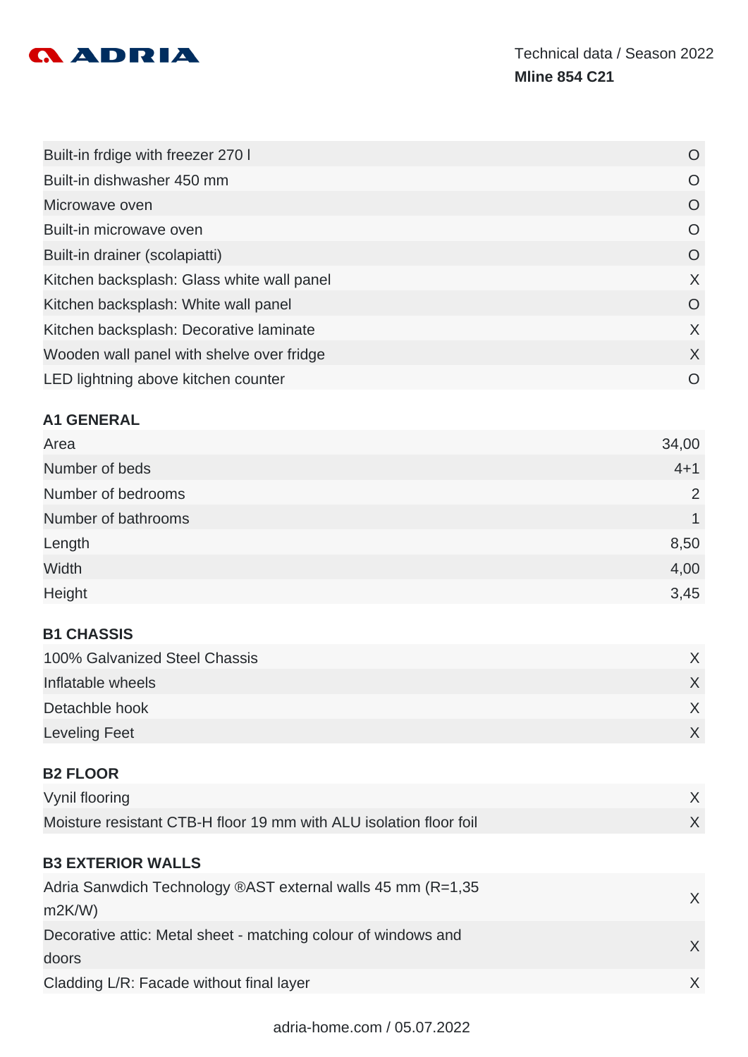| | |
|---|---|
| Built-in frdige with freezer 270 l | O |
| Built-in dishwasher 450 mm | O |
| Microwave oven | O |
| Built-in microwave oven | O |
| Built-in drainer (scolapiatti) | O |
| Kitchen backsplash: Glass white wall panel | X |
| Kitchen backsplash: White wall panel | O |
| Kitchen backsplash: Decorative laminate | X |
| Wooden wall panel with shelve over fridge | X |
| LED lightning above kitchen counter | O |

### A1 GENERAL

| | |
|---|---|
| Area | 34,00 |
| Number of beds | 4+1 |
| Number of bedrooms | 2 |
| Number of bathrooms | 1 |
| Length | 8,50 |
| Width | 4,00 |
| Height | 3,45 |

### B1 CHASSIS

| | |
|---|---|
| 100% Galvanized Steel Chassis | X |
| Inflatable wheels | X |
| Detachble hook | X |
| Leveling Feet | X |

### B2 FLOOR

| | |
|---|---|
| Vynil flooring | X |
| Moisture resistant CTB-H floor 19 mm with ALU isolation floor foil | X |

### B3 EXTERIOR WALLS

| | |
|---|---|
| Adria Sanwdich Technology ®AST external walls 45 mm (R=1,35 m2K/W) | X |
| Decorative attic: Metal sheet - matching colour of windows and doors | X |
| Cladding L/R: Facade without final layer | X |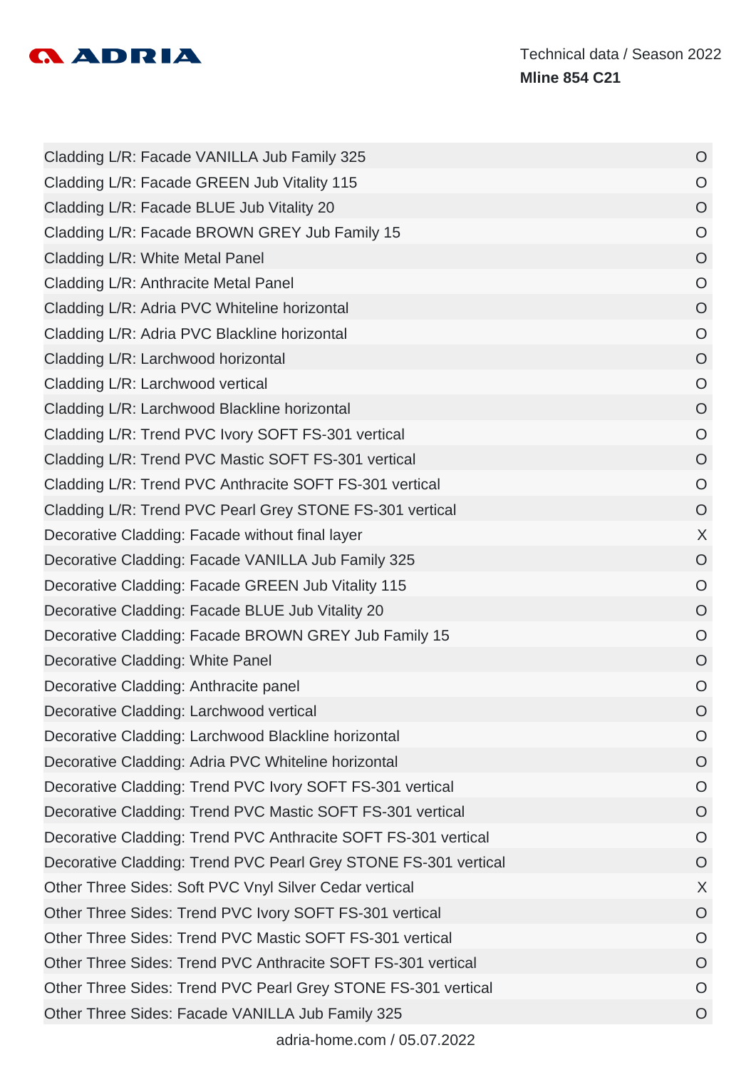| | |
|---|---|
| Cladding L/R: Facade VANILLA Jub Family 325 | O |
| Cladding L/R: Facade GREEN Jub Vitality 115 | O |
| Cladding L/R: Facade BLUE Jub Vitality 20 | O |
| Cladding L/R: Facade BROWN GREY Jub Family 15 | O |
| Cladding L/R: White Metal Panel | O |
| Cladding L/R: Anthracite Metal Panel | O |
| Cladding L/R: Adria PVC Whiteline horizontal | O |
| Cladding L/R: Adria PVC Blackline horizontal | O |
| Cladding L/R: Larchwood horizontal | O |
| Cladding L/R: Larchwood vertical | O |
| Cladding L/R: Larchwood Blackline horizontal | O |
| Cladding L/R: Trend PVC Ivory SOFT FS-301 vertical | O |
| Cladding L/R: Trend PVC Mastic SOFT FS-301 vertical | O |
| Cladding L/R: Trend PVC Anthracite SOFT FS-301 vertical | O |
| Cladding L/R: Trend PVC Pearl Grey STONE FS-301 vertical | O |
| Decorative Cladding: Facade without final layer | X |
| Decorative Cladding: Facade VANILLA Jub Family 325 | O |
| Decorative Cladding: Facade GREEN Jub Vitality 115 | O |
| Decorative Cladding: Facade BLUE Jub Vitality 20 | O |
| Decorative Cladding: Facade BROWN GREY Jub Family 15 | O |
| Decorative Cladding: White Panel | O |
| Decorative Cladding: Anthracite panel | O |
| Decorative Cladding: Larchwood vertical | O |
| Decorative Cladding: Larchwood Blackline horizontal | O |
| Decorative Cladding: Adria PVC Whiteline horizontal | O |
| Decorative Cladding: Trend PVC Ivory SOFT FS-301 vertical | O |
| Decorative Cladding: Trend PVC Mastic SOFT FS-301 vertical | O |
| Decorative Cladding: Trend PVC Anthracite SOFT FS-301 vertical | O |
| Decorative Cladding: Trend PVC Pearl Grey STONE FS-301 vertical | O |
| Other Three Sides: Soft PVC Vnyl Silver Cedar vertical | X |
| Other Three Sides: Trend PVC Ivory SOFT FS-301 vertical | O |
| Other Three Sides: Trend PVC Mastic SOFT FS-301 vertical | O |
| Other Three Sides: Trend PVC Anthracite SOFT FS-301 vertical | O |
| Other Three Sides: Trend PVC Pearl Grey STONE FS-301 vertical | O |
| Other Three Sides: Facade VANILLA Jub Family 325 | O |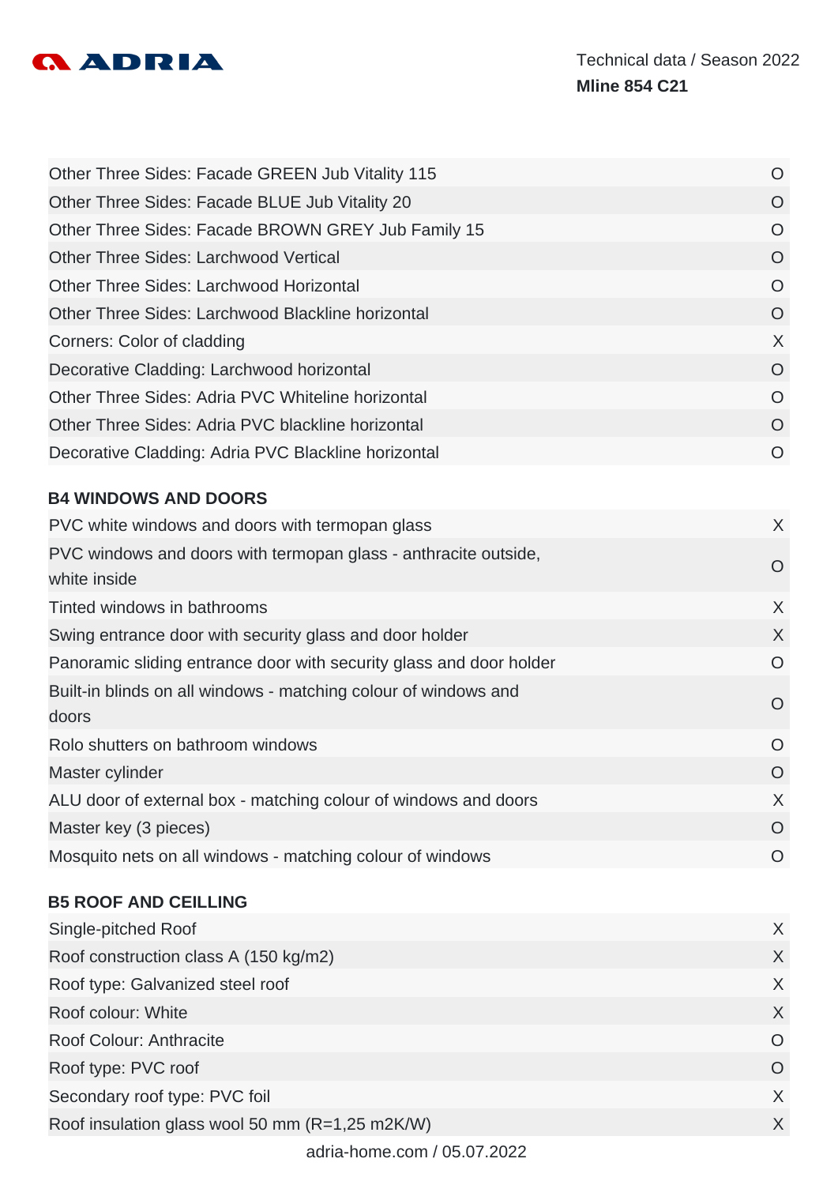| | |
|---|---|
| Other Three Sides: Facade GREEN Jub Vitality 115 | O |
| Other Three Sides: Facade BLUE Jub Vitality 20 | O |
| Other Three Sides: Facade BROWN GREY Jub Family 15 | O |
| Other Three Sides: Larchwood Vertical | O |
| Other Three Sides: Larchwood Horizontal | O |
| Other Three Sides: Larchwood Blackline horizontal | O |
| Corners: Color of cladding | X |
| Decorative Cladding: Larchwood horizontal | O |
| Other Three Sides: Adria PVC Whiteline horizontal | O |
| Other Three Sides: Adria PVC blackline horizontal | O |
| Decorative Cladding: Adria PVC Blackline horizontal | O |

**B4 WINDOWS AND DOORS**

| | |
|---|---|
| PVC white windows and doors with termopan glass | X |
| PVC windows and doors with termopan glass - anthracite outside, white inside | O |
| Tinted windows in bathrooms | X |
| Swing entrance door with security glass and door holder | X |
| Panoramic sliding entrance door with security glass and door holder | O |
| Built-in blinds on all windows - matching colour of windows and doors | O |
| Rolo shutters on bathroom windows | O |
| Master cylinder | O |
| ALU door of external box - matching colour of windows and doors | X |
| Master key (3 pieces) | O |
| Mosquito nets on all windows - matching colour of windows | O |

**B5 ROOF AND CEILLING**

| | |
|---|---|
| Single-pitched Roof | X |
| Roof construction class A (150 kg/m2) | X |
| Roof type: Galvanized steel roof | X |
| Roof colour: White | X |
| Roof Colour: Anthracite | O |
| Roof type: PVC roof | O |
| Secondary roof type: PVC foil | X |
| Roof insulation glass wool 50 mm (R=1,25 m2K/W) | X |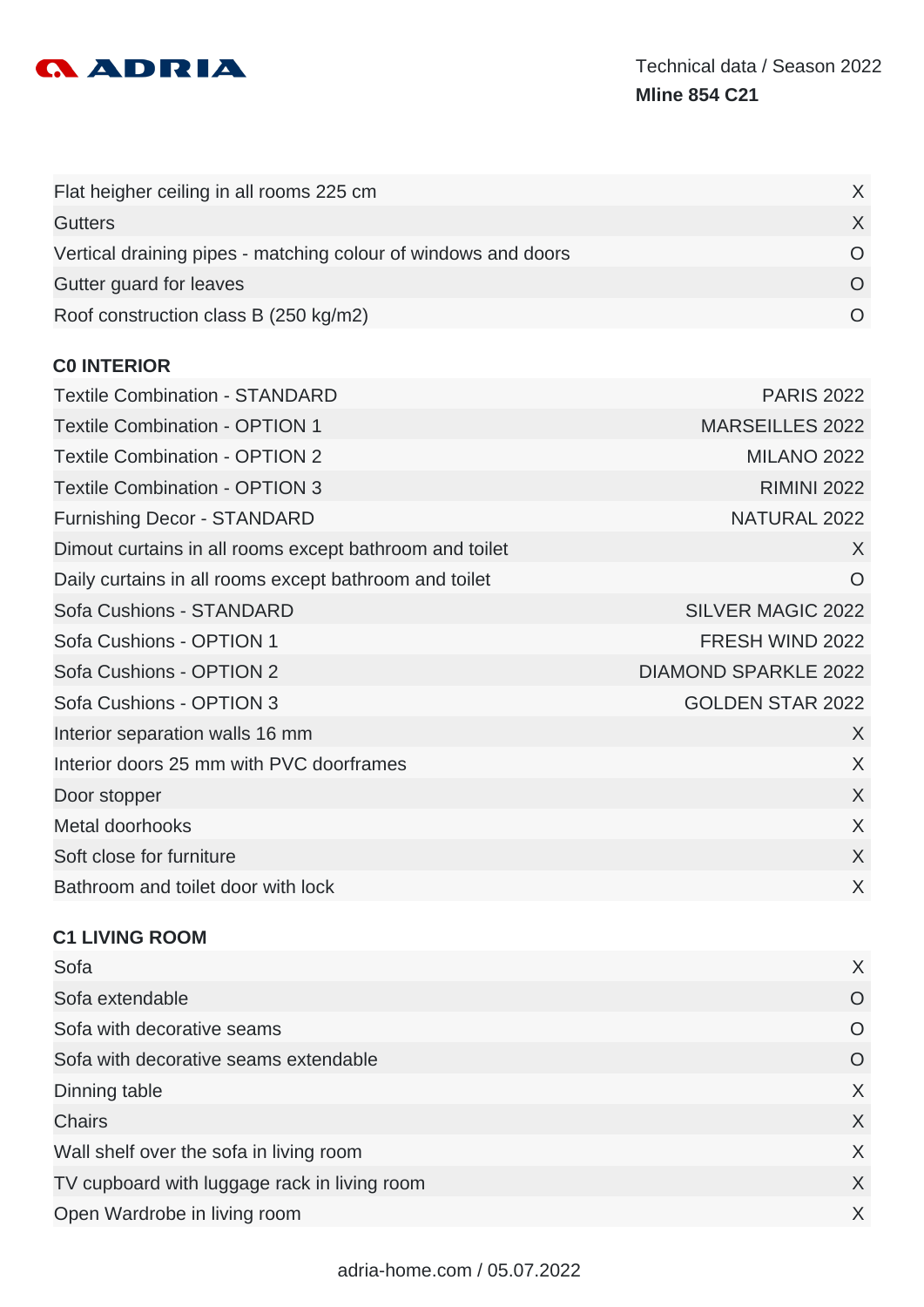| | |
|---|---|
| Flat heigher ceiling in all rooms 225 cm | X |
| Gutters | X |
| Vertical draining pipes - matching colour of windows and doors | O |
| Gutter guard for leaves | O |
| Roof construction class B (250 kg/m2) | O |

## C0 INTERIOR

| | |
|---|---|
| Textile Combination - STANDARD | PARIS 2022 |
| Textile Combination - OPTION 1 | MARSEILLES 2022 |
| Textile Combination - OPTION 2 | MILANO 2022 |
| Textile Combination - OPTION 3 | RIMINI 2022 |
| Furnishing Decor - STANDARD | NATURAL 2022 |
| Dimout curtains in all rooms except bathroom and toilet | X |
| Daily curtains in all rooms except bathroom and toilet | O |
| Sofa Cushions - STANDARD | SILVER MAGIC 2022 |
| Sofa Cushions - OPTION 1 | FRESH WIND 2022 |
| Sofa Cushions - OPTION 2 | DIAMOND SPARKLE 2022 |
| Sofa Cushions - OPTION 3 | GOLDEN STAR 2022 |
| Interior separation walls 16 mm | X |
| Interior doors 25 mm with PVC doorframes | X |
| Door stopper | X |
| Metal doorhooks | X |
| Soft close for furniture | X |
| Bathroom and toilet door with lock | X |

## C1 LIVING ROOM

| | |
|---|---|
| Sofa | X |
| Sofa extendable | O |
| Sofa with decorative seams | O |
| Sofa with decorative seams extendable | O |
| Dinning table | X |
| Chairs | X |
| Wall shelf over the sofa in living room | X |
| TV cupboard with luggage rack in living room | X |
| Open Wardrobe in living room | X |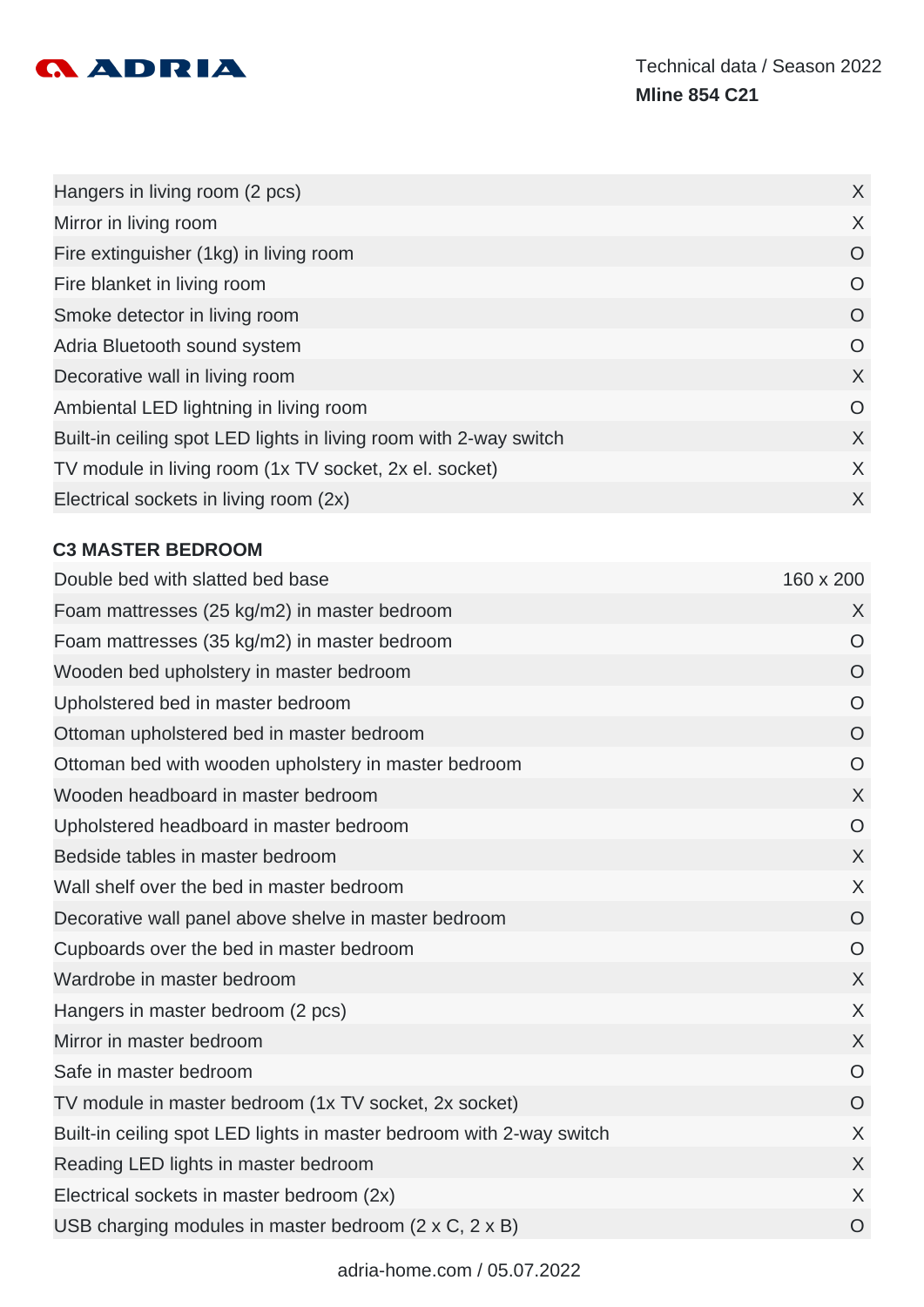| | |
|---|---|
| Hangers in living room (2 pcs) | X |
| Mirror in living room | X |
| Fire extinguisher (1kg) in living room | O |
| Fire blanket in living room | O |
| Smoke detector in living room | O |
| Adria Bluetooth sound system | O |
| Decorative wall in living room | X |
| Ambiental LED lightning in living room | O |
| Built-in ceiling spot LED lights in living room with 2-way switch | X |
| TV module in living room (1x TV socket, 2x el. socket) | X |
| Electrical sockets in living room (2x) | X |

### C3 MASTER BEDROOM

| | |
|---|---|
| Double bed with slatted bed base | 160 x 200 |
| Foam mattresses (25 kg/m2) in master bedroom | X |
| Foam mattresses (35 kg/m2) in master bedroom | O |
| Wooden bed upholstery in master bedroom | O |
| Upholstered bed in master bedroom | O |
| Ottoman upholstered bed in master bedroom | O |
| Ottoman bed with wooden upholstery in master bedroom | O |
| Wooden headboard in master bedroom | X |
| Upholstered headboard in master bedroom | O |
| Bedside tables in master bedroom | X |
| Wall shelf over the bed in master bedroom | X |
| Decorative wall panel above shelve in master bedroom | O |
| Cupboards over the bed in master bedroom | O |
| Wardrobe in master bedroom | X |
| Hangers in master bedroom (2 pcs) | X |
| Mirror in master bedroom | X |
| Safe in master bedroom | O |
| TV module in master bedroom (1x TV socket, 2x socket) | O |
| Built-in ceiling spot LED lights in master bedroom with 2-way switch | X |
| Reading LED lights in master bedroom | X |
| Electrical sockets in master bedroom (2x) | X |
| USB charging modules in master bedroom (2 x C, 2 x B) | O |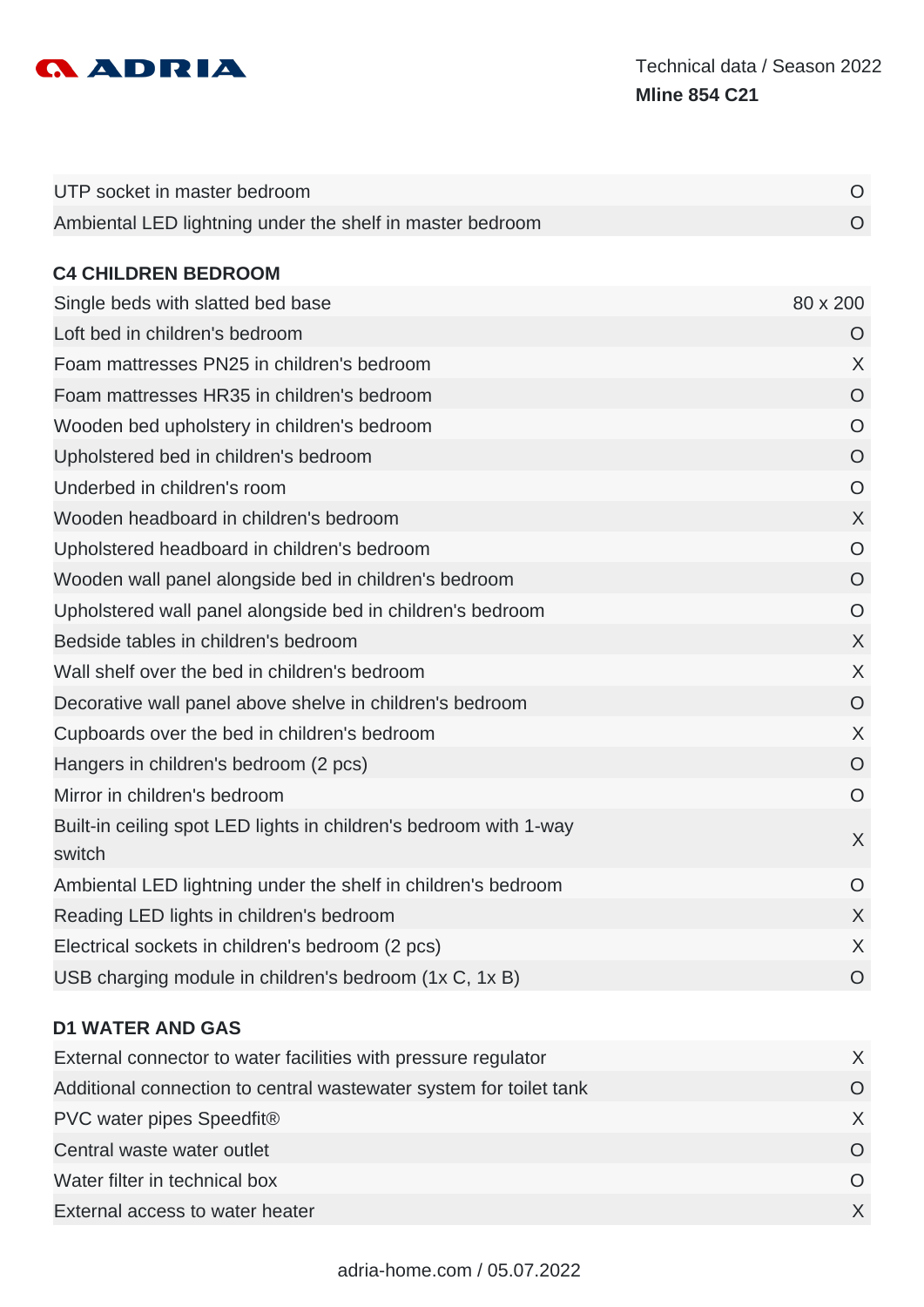| | |
|---|---|
| UTP socket in master bedroom | O |
| Ambiental LED lightning under the shelf in master bedroom | O |

## C4 CHILDREN BEDROOM

| | |
|---|---|
| Single beds with slatted bed base | 80 x 200 |
| Loft bed in children's bedroom | O |
| Foam mattresses PN25 in children's bedroom | X |
| Foam mattresses HR35 in children's bedroom | O |
| Wooden bed upholstery in children's bedroom | O |
| Upholstered bed in children's bedroom | O |
| Underbed in children's room | O |
| Wooden headboard in children's bedroom | X |
| Upholstered headboard in children's bedroom | O |
| Wooden wall panel alongside bed in children's bedroom | O |
| Upholstered wall panel alongside bed in children's bedroom | O |
| Bedside tables in children's bedroom | X |
| Wall shelf over the bed in children's bedroom | X |
| Decorative wall panel above shelve in children's bedroom | O |
| Cupboards over the bed in children's bedroom | X |
| Hangers in children's bedroom (2 pcs) | O |
| Mirror in children's bedroom | O |
| Built-in ceiling spot LED lights in children's bedroom with 1-way switch | X |
| Ambiental LED lightning under the shelf in children's bedroom | O |
| Reading LED lights in children's bedroom | X |
| Electrical sockets in children's bedroom (2 pcs) | X |
| USB charging module in children's bedroom (1x C, 1x B) | O |

## D1 WATER AND GAS

| | |
|---|---|
| External connector to water facilities with pressure regulator | X |
| Additional connection to central wastewater system for toilet tank | O |
| PVC water pipes Speedfit® | X |
| Central waste water outlet | O |
| Water filter in technical box | O |
| External access to water heater | X |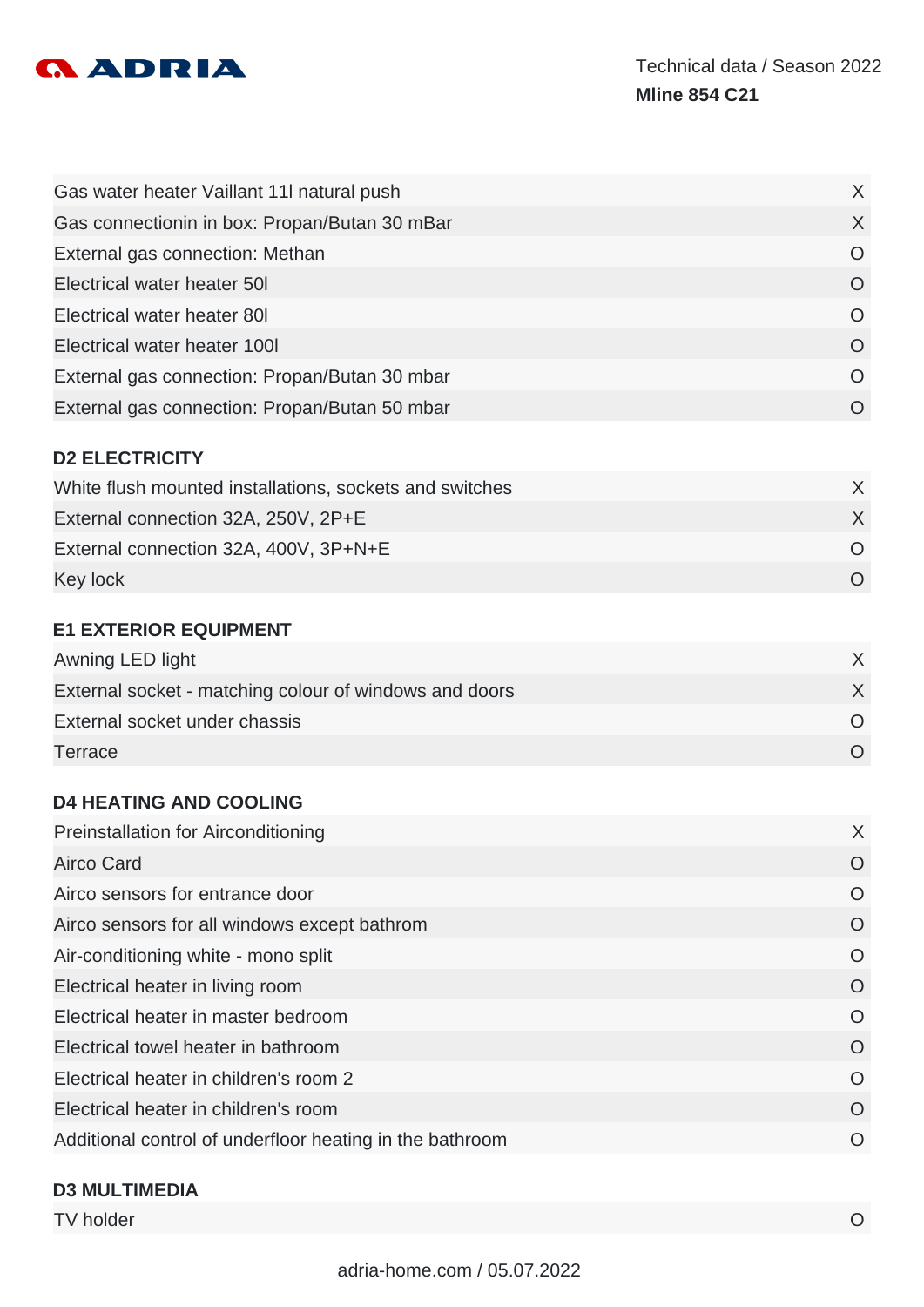| | |
|---|---|
| Gas water heater Vaillant 11l natural push | X |
| Gas connectionin in box: Propan/Butan 30 mBar | X |
| External gas connection: Methan | O |
| Electrical water heater 50l | O |
| Electrical water heater 80l | O |
| Electrical water heater 100l | O |
| External gas connection: Propan/Butan 30 mbar | O |
| External gas connection: Propan/Butan 50 mbar | O |

## D2 ELECTRICITY

| | |
|---|---|
| White flush mounted installations, sockets and switches | X |
| External connection 32A, 250V, 2P+E | X |
| External connection 32A, 400V, 3P+N+E | O |
| Key lock | O |

## E1 EXTERIOR EQUIPMENT

| | |
|---|---|
| Awning LED light | X |
| External socket - matching colour of windows and doors | X |
| External socket under chassis | O |
| Terrace | O |

## D4 HEATING AND COOLING

| | |
|---|---|
| Preinstallation for Airconditioning | X |
| Airco Card | O |
| Airco sensors for entrance door | O |
| Airco sensors for all windows except bathrom | O |
| Air-conditioning white - mono split | O |
| Electrical heater in living room | O |
| Electrical heater in master bedroom | O |
| Electrical towel heater in bathroom | O |
| Electrical heater in children's room 2 | O |
| Electrical heater in children's room | O |
| Additional control of underfloor heating in the bathroom | O |

## D3 MULTIMEDIA

| | |
|---|---|
| TV holder | O |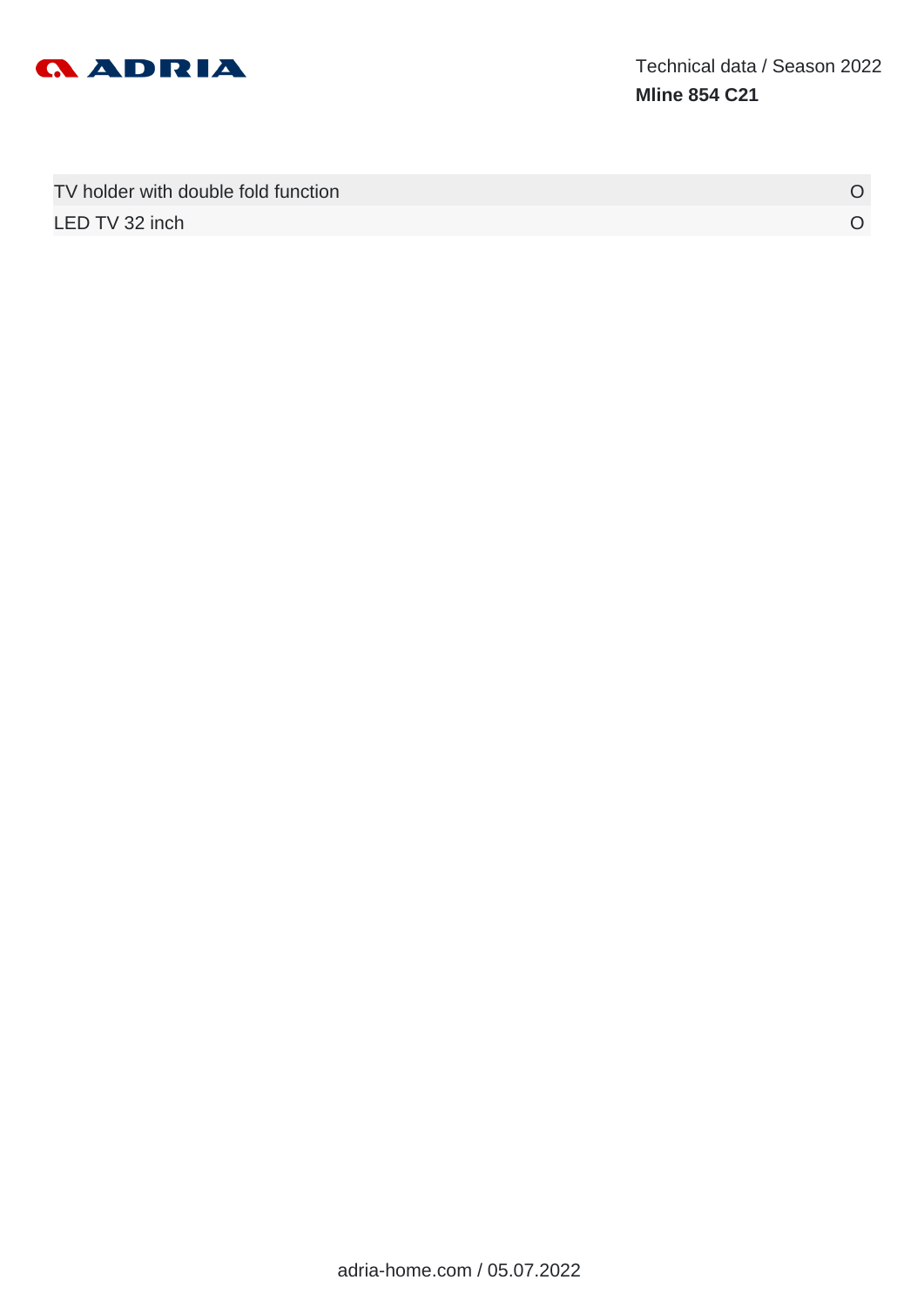| | |
|---|---|
| TV holder with double fold function | O |
| LED TV 32 inch | O |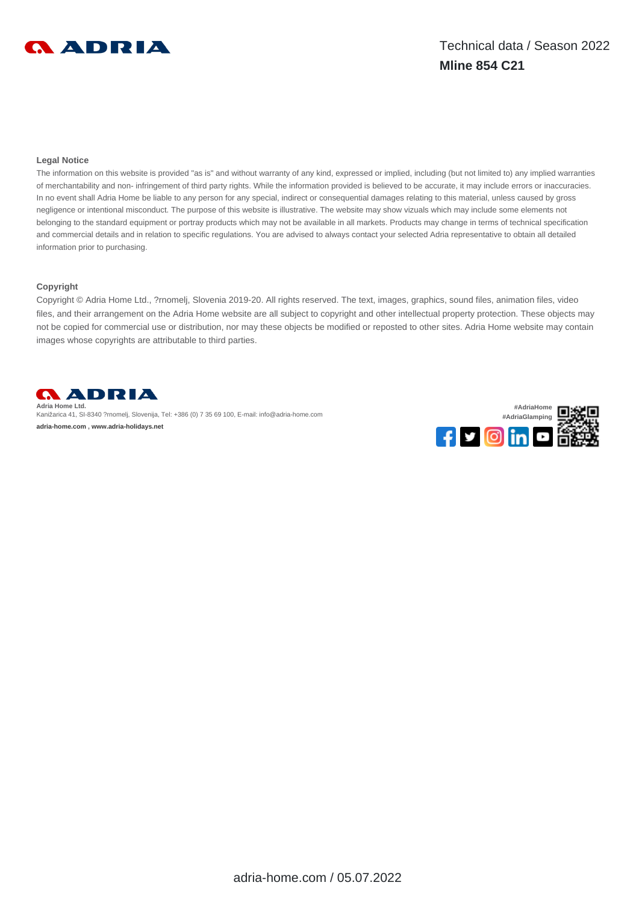Technical data / Season 2022

**Mline 854 C21**

### Legal Notice

The information on this website is provided "as is" and without warranty of any kind, expressed or implied, including (but not limited to) any implied warranties of merchantability and non- infringement of third party rights. While the information provided is believed to be accurate, it may include errors or inaccuracies. In no event shall Adria Home be liable to any person for any special, indirect or consequential damages relating to this material, unless caused by gross negligence or intentional misconduct. The purpose of this website is illustrative. The website may show vizuals which may include some elements not belonging to the standard equipment or portray products which may not be available in all markets. Products may change in terms of technical specification and commercial details and in relation to specific regulations. You are advised to always contact your selected Adria representative to obtain all detailed information prior to purchasing.

### Copyright

Copyright © Adria Home Ltd., ?rnomelj, Slovenia 2019-20. All rights reserved. The text, images, graphics, sound files, animation files, video files, and their arrangement on the Adria Home website are all subject to copyright and other intellectual property protection. These objects may not be copied for commercial use or distribution, nor may these objects be modified or reposted to other sites. Adria Home website may contain images whose copyrights are attributable to third parties.

**Adria Home Ltd.**
Kanižarica 41, SI-8340 ?rnomelj, Slovenija, Tel: +386 (0) 7 35 69 100, E-mail: info@adria-home.com

**adria-home.com , www.adria-holidays.net**

**#AdriaHome**
**#AdriaGlamping**

adria-home.com / 05.07.2022